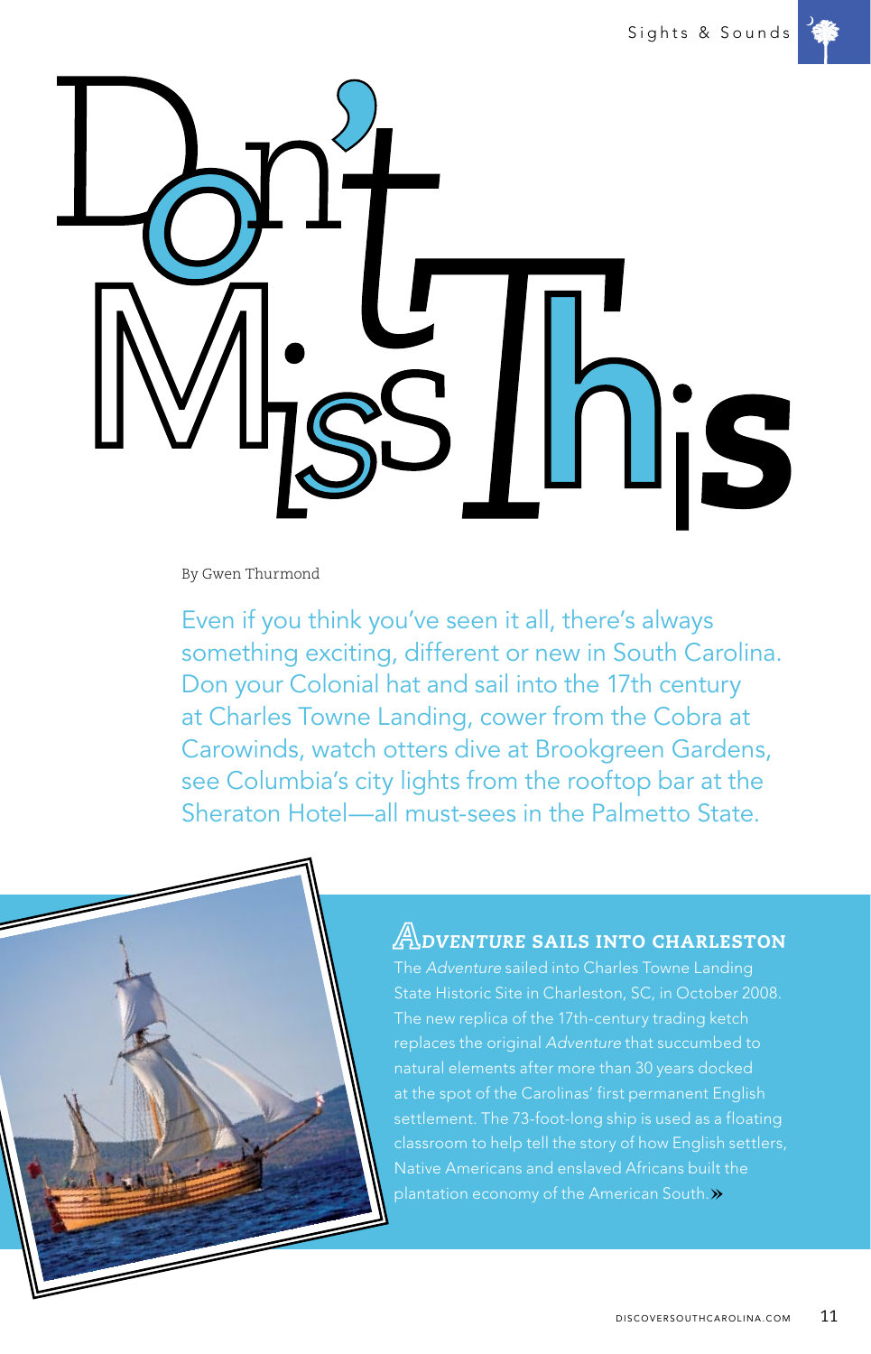# Don't Miss This

By Gwen Thurmond

Even if you think you've seen it all, there's always something exciting, different or new in South Carolina. Don your Colonial hat and sail into the 17th century at Charles Towne Landing, cower from the Cobra at Carowinds, watch otters dive at Brookgreen Gardens, see Columbia's city lights from the rooftop bar at the Sheraton Hotel—all must-sees in the Palmetto State.

## Adventure Sails into Charleston

The *Adventure* sailed into Charles Towne Landing State Historic Site in Charleston, SC, in October 2008. The new replica of the 17th-century trading ketch replaces the original *Adventure* that succumbed to natural elements after more than 30 years docked at the spot of the Carolinas' first permanent English settlement. The 73-foot-long ship is used as a floating classroom to help tell the story of how English settlers, Native Americans and enslaved Africans built the plantation economy of the American South. »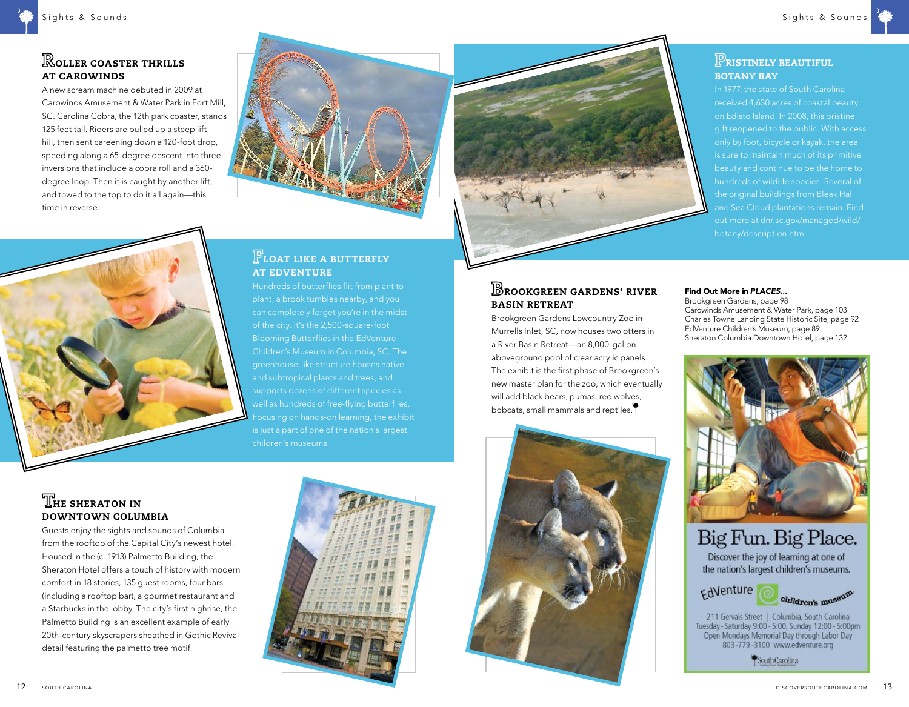## Roller Coaster Thrills at Carowinds

A new scream machine debuted in 2009 at Carowinds Amusement & Water Park in Fort Mill, SC. Carolina Cobra, the 12th park coaster, stands 125 feet tall. Riders are pulled up a steep lift hill, then sent careening down a 120-foot drop, speeding along a 65-degree descent into three inversions that include a cobra roll and a 360-degree loop. Then it is caught by another lift, and towed to the top to do it all again—this time in reverse.

## Float Like a Butterfly at EdVenture

Hundreds of butterflies flit from plant to plant, a brook tumbles nearby, and you can completely forget you're in the midst of the city. It's the 2,500-square-foot Blooming Butterflies in the EdVenture Children's Museum in Columbia, SC. The greenhouse-like structure houses native and subtropical plants and trees, and supports dozens of different species as well as hundreds of free-flying butterflies. Focusing on hands-on learning, the exhibit is just a part of one of the nation's largest children's museums.

## The Sheraton in Downtown Columbia

Guests enjoy the sights and sounds of Columbia from the rooftop of the Capital City's newest hotel. Housed in the (c. 1913) Palmetto Building, the Sheraton Hotel offers a touch of history with modern comfort in 18 stories, 135 guest rooms, four bars (including a rooftop bar), a gourmet restaurant and a Starbucks in the lobby. The city's first highrise, the Palmetto Building is an excellent example of early 20th-century skyscrapers sheathed in Gothic Revival detail featuring the palmetto tree motif.

## Pristinely Beautiful Botany Bay

In 1977, the state of South Carolina received 4,630 acres of coastal beauty on Edisto Island. In 2008, this pristine gift reopened to the public. With access only by foot, bicycle or kayak, the area is sure to maintain much of its primitive beauty and continue to be the home to hundreds of wildlife species. Several of the original buildings from Bleak Hall and Sea Cloud plantations remain. Find out more at dnr.sc.gov/managed/wild/botany/description.html.

## Brookgreen Gardens' River Basin Retreat

Brookgreen Gardens Lowcountry Zoo in Murrells Inlet, SC, now houses two otters in a River Basin Retreat—an 8,000-gallon aboveground pool of clear acrylic panels. The exhibit is the first phase of Brookgreen's new master plan for the zoo, which eventually will add black bears, pumas, red wolves, bobcats, small mammals and reptiles.

**Find Out More in *PLACES...***
Brookgreen Gardens, page 98
Carowinds Amusement & Water Park, page 103
Charles Towne Landing State Historic Site, page 92
EdVenture Children's Museum, page 89
Sheraton Columbia Downtown Hotel, page 132

Big Fun. Big Place.

Discover the joy of learning at one of the nation's largest children's museums.

EdVenture children's museum

211 Gervais Street | Columbia, South Carolina
Tuesday - Saturday 9:00 - 5:00, Sunday 12:00 - 5:00pm
Open Mondays Memorial Day through Labor Day
803-779-3100 www.edventure.org

South Carolina